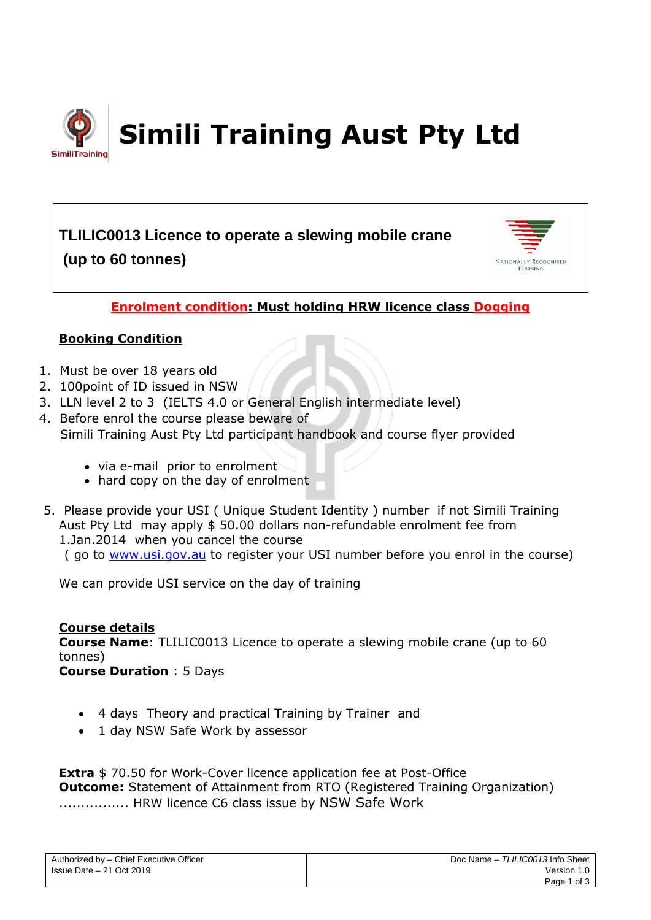# Simili Training Aust Pty Ltd

## TLILIC0013 Licence to operate a slewing mobile crane (up to 60 tonnes)

**Enrolment condition: Must holding HRW licence class Dogging**

**Booking Condition**

1. Must be over 18 years old
2. 100point of ID issued in NSW
3. LLN level 2 to 3 (IELTS 4.0 or General English intermediate level)
4. Before enrol the course please beware of
   Simili Training Aust Pty Ltd participant handbook and course flyer provided
   - via e-mail prior to enrolment
   - hard copy on the day of enrolment
5. Please provide your USI ( Unique Student Identity ) number if not Simili Training Aust Pty Ltd may apply $ 50.00 dollars non-refundable enrolment fee from 1.Jan.2014 when you cancel the course
   ( go to www.usi.gov.au to register your USI number before you enrol in the course)

We can provide USI service on the day of training

**Course details**

**Course Name**: TLILIC0013 Licence to operate a slewing mobile crane (up to 60 tonnes)
**Course Duration** : 5 Days

- 4 days Theory and practical Training by Trainer and
- 1 day NSW Safe Work by assessor

**Extra** $ 70.50 for Work-Cover licence application fee at Post-Office
**Outcome:** Statement of Attainment from RTO (Registered Training Organization)
................ HRW licence C6 class issue by NSW Safe Work

| Authorized by – Chief Executive Officer<br>Issue Date – 21 Oct 2019 | Doc Name – *TLILIC0013* Info Sheet<br>Version 1.0 |
| --- | --- |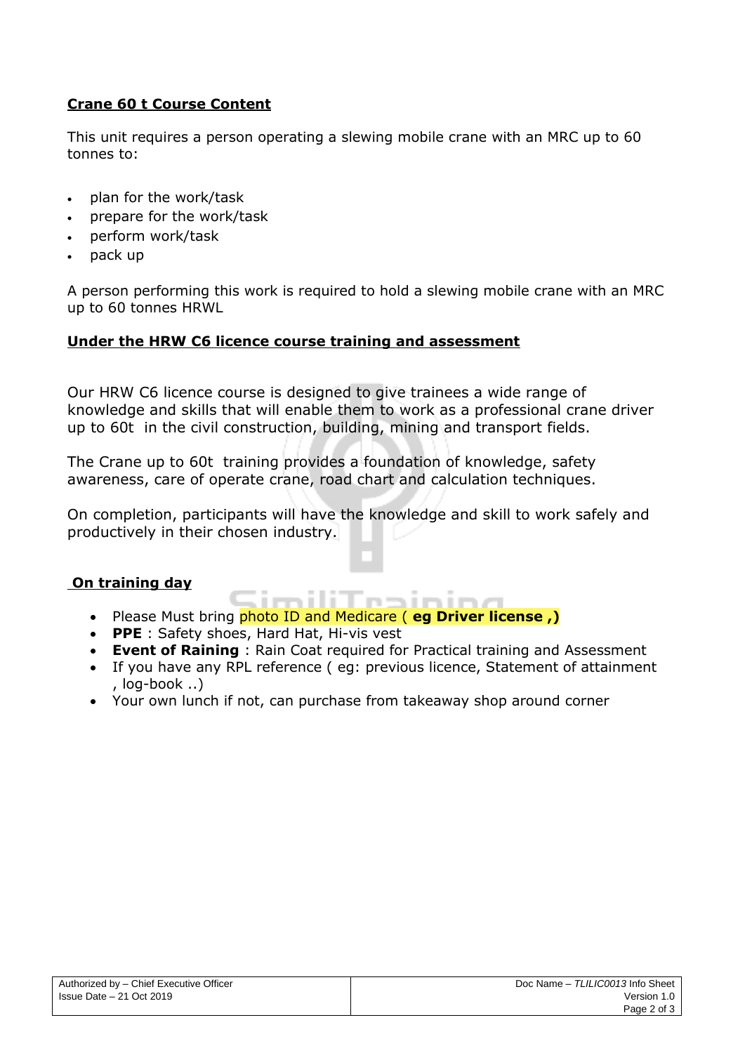## Crane 60 t Course Content

This unit requires a person operating a slewing mobile crane with an MRC up to 60 tonnes to:

- plan for the work/task
- prepare for the work/task
- perform work/task
- pack up

A person performing this work is required to hold a slewing mobile crane with an MRC up to 60 tonnes HRWL

## Under the HRW C6 licence course training and assessment

Our HRW C6 licence course is designed to give trainees a wide range of knowledge and skills that will enable them to work as a professional crane driver up to 60t in the civil construction, building, mining and transport fields.

The Crane up to 60t training provides a foundation of knowledge, safety awareness, care of operate crane, road chart and calculation techniques.

On completion, participants will have the knowledge and skill to work safely and productively in their chosen industry.

## On training day

- Please Must bring photo ID and Medicare ( **eg Driver license ,)**
- **PPE** : Safety shoes, Hard Hat, Hi-vis vest
- **Event of Raining** : Rain Coat required for Practical training and Assessment
- If you have any RPL reference ( eg: previous licence, Statement of attainment , log-book ..)
- Your own lunch if not, can purchase from takeaway shop around corner

| Authorized by – Chief Executive Officer<br>Issue Date – 21 Oct 2019 | Doc Name – *TLILIC0013* Info Sheet<br>Version 1.0 |
| --- | --- |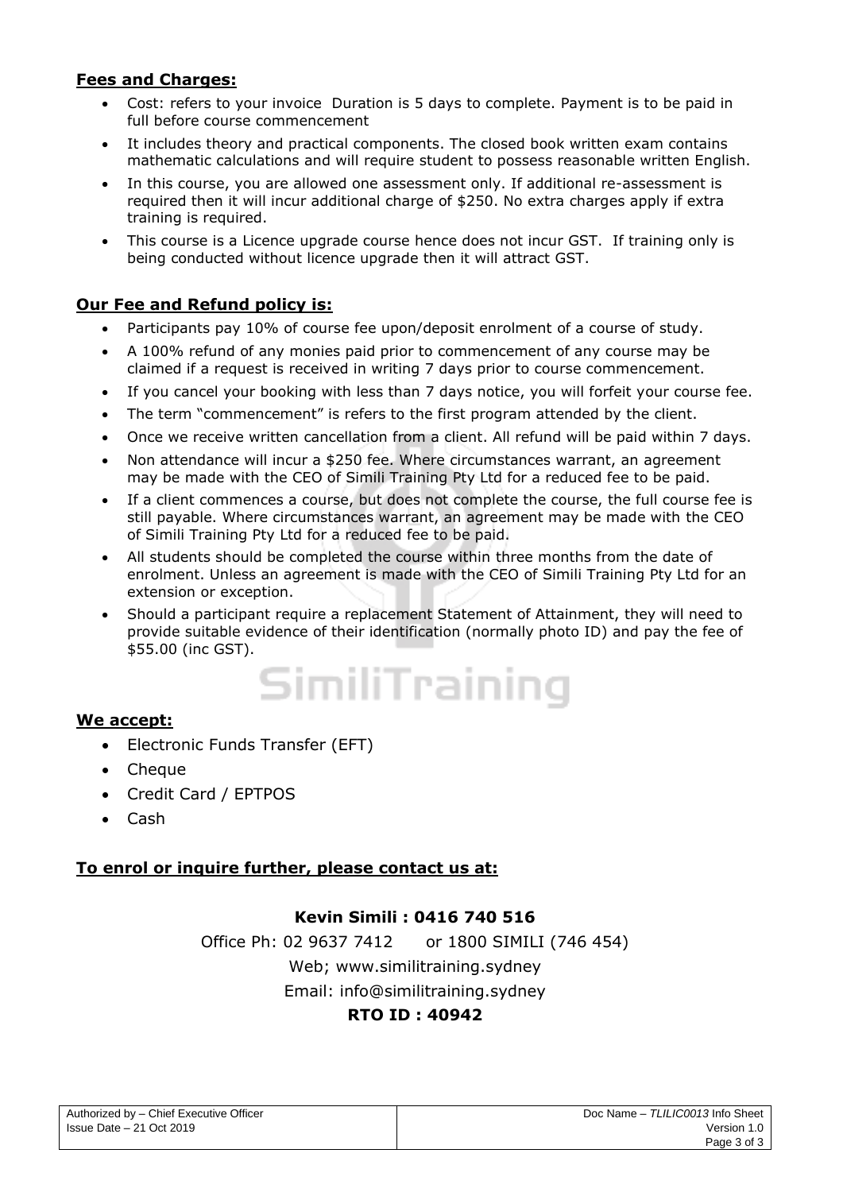## Fees and Charges:

- Cost: refers to your invoice  Duration is 5 days to complete. Payment is to be paid in full before course commencement
- It includes theory and practical components. The closed book written exam contains mathematic calculations and will require student to possess reasonable written English.
- In this course, you are allowed one assessment only. If additional re-assessment is required then it will incur additional charge of $250. No extra charges apply if extra training is required.
- This course is a Licence upgrade course hence does not incur GST.  If training only is being conducted without licence upgrade then it will attract GST.

## Our Fee and Refund policy is:

- Participants pay 10% of course fee upon/deposit enrolment of a course of study.
- A 100% refund of any monies paid prior to commencement of any course may be claimed if a request is received in writing 7 days prior to course commencement.
- If you cancel your booking with less than 7 days notice, you will forfeit your course fee.
- The term "commencement" is refers to the first program attended by the client.
- Once we receive written cancellation from a client. All refund will be paid within 7 days.
- Non attendance will incur a $250 fee. Where circumstances warrant, an agreement may be made with the CEO of Simili Training Pty Ltd for a reduced fee to be paid.
- If a client commences a course, but does not complete the course, the full course fee is still payable. Where circumstances warrant, an agreement may be made with the CEO of Simili Training Pty Ltd for a reduced fee to be paid.
- All students should be completed the course within three months from the date of enrolment. Unless an agreement is made with the CEO of Simili Training Pty Ltd for an extension or exception.
- Should a participant require a replacement Statement of Attainment, they will need to provide suitable evidence of their identification (normally photo ID) and pay the fee of $55.00 (inc GST).

## We accept:

- Electronic Funds Transfer (EFT)
- Cheque
- Credit Card / EPTPOS
- Cash

## To enrol or inquire further, please contact us at:

**Kevin Simili : 0416 740 516**

Office Ph: 02 9637 7412      or 1800 SIMILI (746 454)

Web; www.similitraining.sydney

Email: info@similitraining.sydney

**RTO ID : 40942**

| | |
|---|---|
| Authorized by – Chief Executive Officer | Doc Name – *TLILIC0013* Info Sheet |
| Issue Date – 21 Oct 2019 | Version 1.0 |